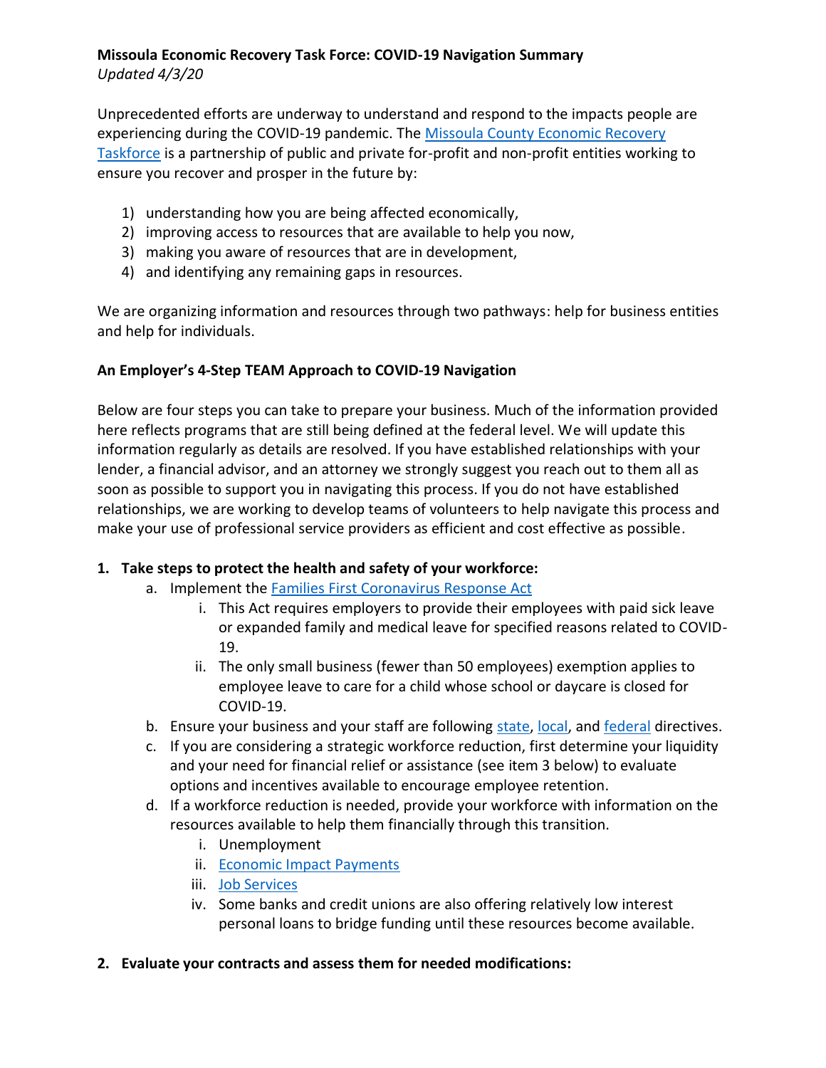**Missoula Economic Recovery Task Force: COVID-19 Navigation Summary**
*Updated 4/3/20*

Unprecedented efforts are underway to understand and respond to the impacts people are experiencing during the COVID-19 pandemic. The Missoula County Economic Recovery Taskforce is a partnership of public and private for-profit and non-profit entities working to ensure you recover and prosper in the future by:

1) understanding how you are being affected economically,
2) improving access to resources that are available to help you now,
3) making you aware of resources that are in development,
4) and identifying any remaining gaps in resources.

We are organizing information and resources through two pathways: help for business entities and help for individuals.

**An Employer's 4-Step TEAM Approach to COVID-19 Navigation**

Below are four steps you can take to prepare your business. Much of the information provided here reflects programs that are still being defined at the federal level. We will update this information regularly as details are resolved. If you have established relationships with your lender, a financial advisor, and an attorney we strongly suggest you reach out to them all as soon as possible to support you in navigating this process. If you do not have established relationships, we are working to develop teams of volunteers to help navigate this process and make your use of professional service providers as efficient and cost effective as possible.

1. **Take steps to protect the health and safety of your workforce:**
   a. Implement the Families First Coronavirus Response Act
      i. This Act requires employers to provide their employees with paid sick leave or expanded family and medical leave for specified reasons related to COVID-19.
      ii. The only small business (fewer than 50 employees) exemption applies to employee leave to care for a child whose school or daycare is closed for COVID-19.
   b. Ensure your business and your staff are following state, local, and federal directives.
   c. If you are considering a strategic workforce reduction, first determine your liquidity and your need for financial relief or assistance (see item 3 below) to evaluate options and incentives available to encourage employee retention.
   d. If a workforce reduction is needed, provide your workforce with information on the resources available to help them financially through this transition.
      i. Unemployment
      ii. Economic Impact Payments
      iii. Job Services
      iv. Some banks and credit unions are also offering relatively low interest personal loans to bridge funding until these resources become available.

2. **Evaluate your contracts and assess them for needed modifications:**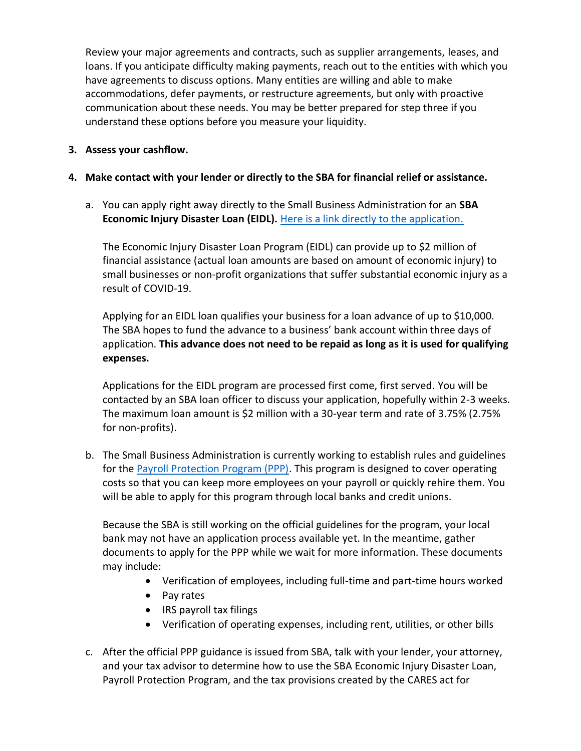Review your major agreements and contracts, such as supplier arrangements, leases, and loans. If you anticipate difficulty making payments, reach out to the entities with which you have agreements to discuss options. Many entities are willing and able to make accommodations, defer payments, or restructure agreements, but only with proactive communication about these needs. You may be better prepared for step three if you understand these options before you measure your liquidity.

3. **Assess your cashflow.**

4. **Make contact with your lender or directly to the SBA for financial relief or assistance.**

   a. You can apply right away directly to the Small Business Administration for an **SBA Economic Injury Disaster Loan (EIDL).** Here is a link directly to the application.

      The Economic Injury Disaster Loan Program (EIDL) can provide up to $2 million of financial assistance (actual loan amounts are based on amount of economic injury) to small businesses or non-profit organizations that suffer substantial economic injury as a result of COVID-19.

      Applying for an EIDL loan qualifies your business for a loan advance of up to $10,000. The SBA hopes to fund the advance to a business' bank account within three days of application. **This advance does not need to be repaid as long as it is used for qualifying expenses.**

      Applications for the EIDL program are processed first come, first served. You will be contacted by an SBA loan officer to discuss your application, hopefully within 2-3 weeks. The maximum loan amount is $2 million with a 30-year term and rate of 3.75% (2.75% for non-profits).

   b. The Small Business Administration is currently working to establish rules and guidelines for the Payroll Protection Program (PPP). This program is designed to cover operating costs so that you can keep more employees on your payroll or quickly rehire them. You will be able to apply for this program through local banks and credit unions.

      Because the SBA is still working on the official guidelines for the program, your local bank may not have an application process available yet. In the meantime, gather documents to apply for the PPP while we wait for more information. These documents may include:

      - Verification of employees, including full-time and part-time hours worked
      - Pay rates
      - IRS payroll tax filings
      - Verification of operating expenses, including rent, utilities, or other bills

   c. After the official PPP guidance is issued from SBA, talk with your lender, your attorney, and your tax advisor to determine how to use the SBA Economic Injury Disaster Loan, Payroll Protection Program, and the tax provisions created by the CARES act for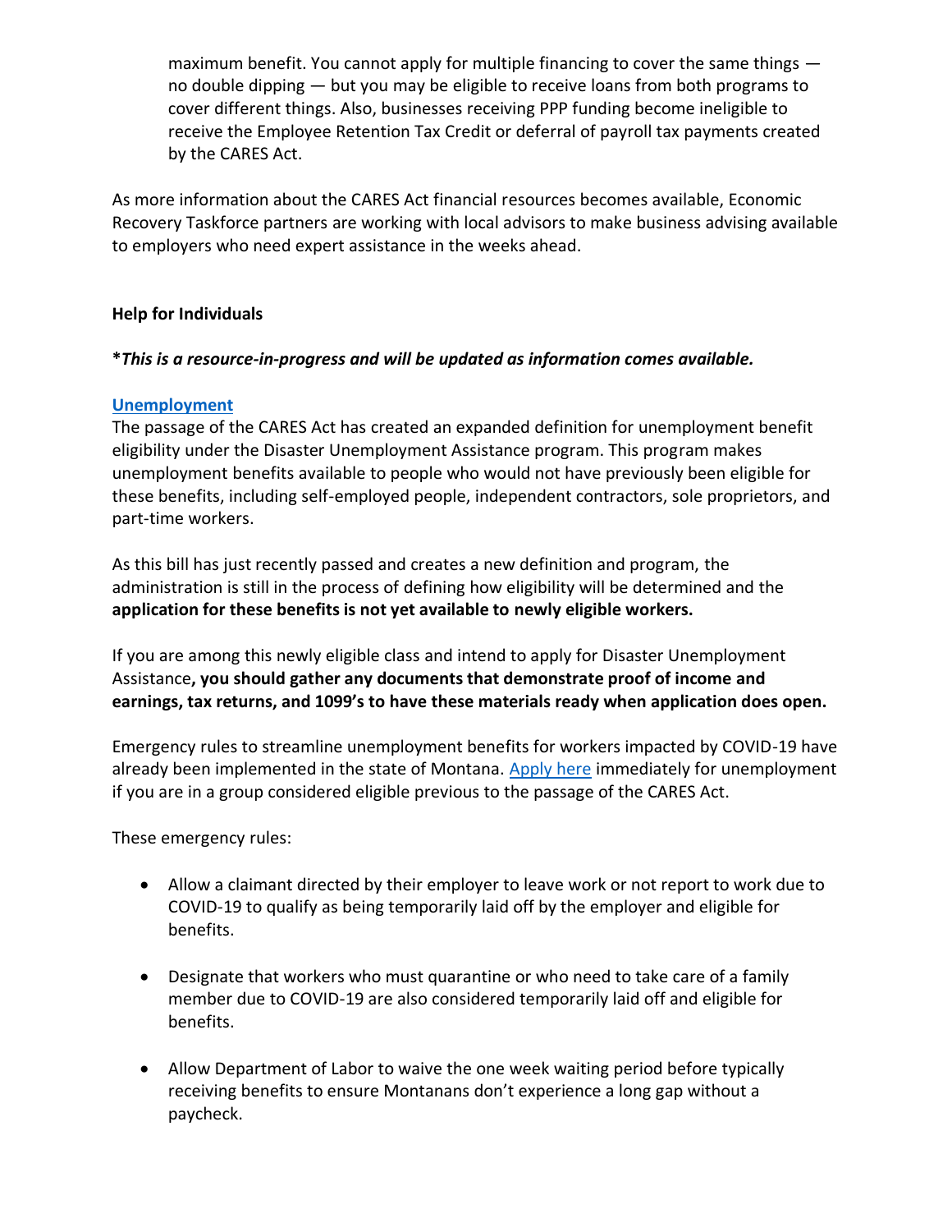maximum benefit. You cannot apply for multiple financing to cover the same things — no double dipping — but you may be eligible to receive loans from both programs to cover different things. Also, businesses receiving PPP funding become ineligible to receive the Employee Retention Tax Credit or deferral of payroll tax payments created by the CARES Act.

As more information about the CARES Act financial resources becomes available, Economic Recovery Taskforce partners are working with local advisors to make business advising available to employers who need expert assistance in the weeks ahead.

**Help for Individuals**

***This is a resource-in-progress and will be updated as information comes available.***

**Unemployment**

The passage of the CARES Act has created an expanded definition for unemployment benefit eligibility under the Disaster Unemployment Assistance program. This program makes unemployment benefits available to people who would not have previously been eligible for these benefits, including self-employed people, independent contractors, sole proprietors, and part-time workers.

As this bill has just recently passed and creates a new definition and program, the administration is still in the process of defining how eligibility will be determined and the **application for these benefits is not yet available to newly eligible workers.**

If you are among this newly eligible class and intend to apply for Disaster Unemployment Assistance**, you should gather any documents that demonstrate proof of income and earnings, tax returns, and 1099's to have these materials ready when application does open.**

Emergency rules to streamline unemployment benefits for workers impacted by COVID-19 have already been implemented in the state of Montana. Apply here immediately for unemployment if you are in a group considered eligible previous to the passage of the CARES Act.

These emergency rules:

- Allow a claimant directed by their employer to leave work or not report to work due to COVID-19 to qualify as being temporarily laid off by the employer and eligible for benefits.

- Designate that workers who must quarantine or who need to take care of a family member due to COVID-19 are also considered temporarily laid off and eligible for benefits.

- Allow Department of Labor to waive the one week waiting period before typically receiving benefits to ensure Montanans don't experience a long gap without a paycheck.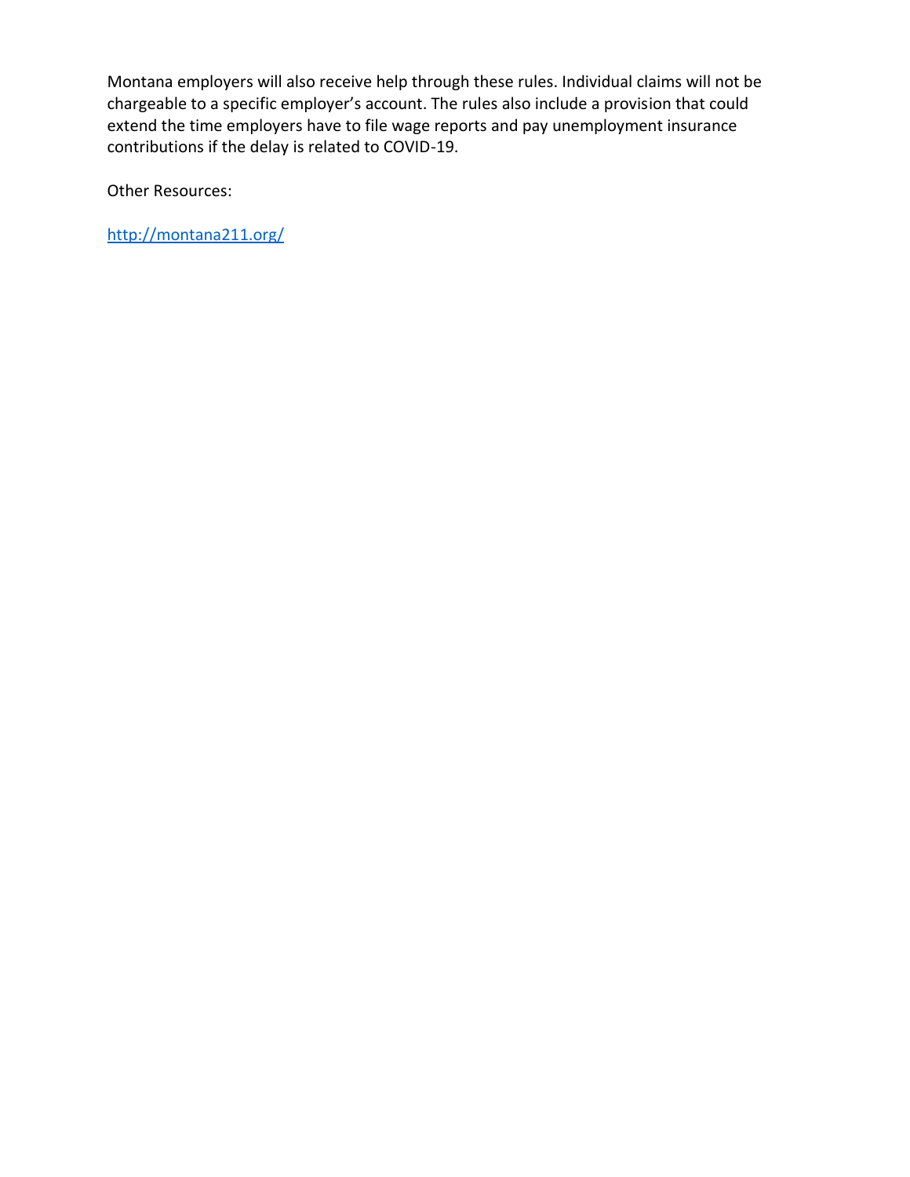Montana employers will also receive help through these rules. Individual claims will not be chargeable to a specific employer's account. The rules also include a provision that could extend the time employers have to file wage reports and pay unemployment insurance contributions if the delay is related to COVID-19.

Other Resources:

[http://montana211.org/](http://montana211.org/)